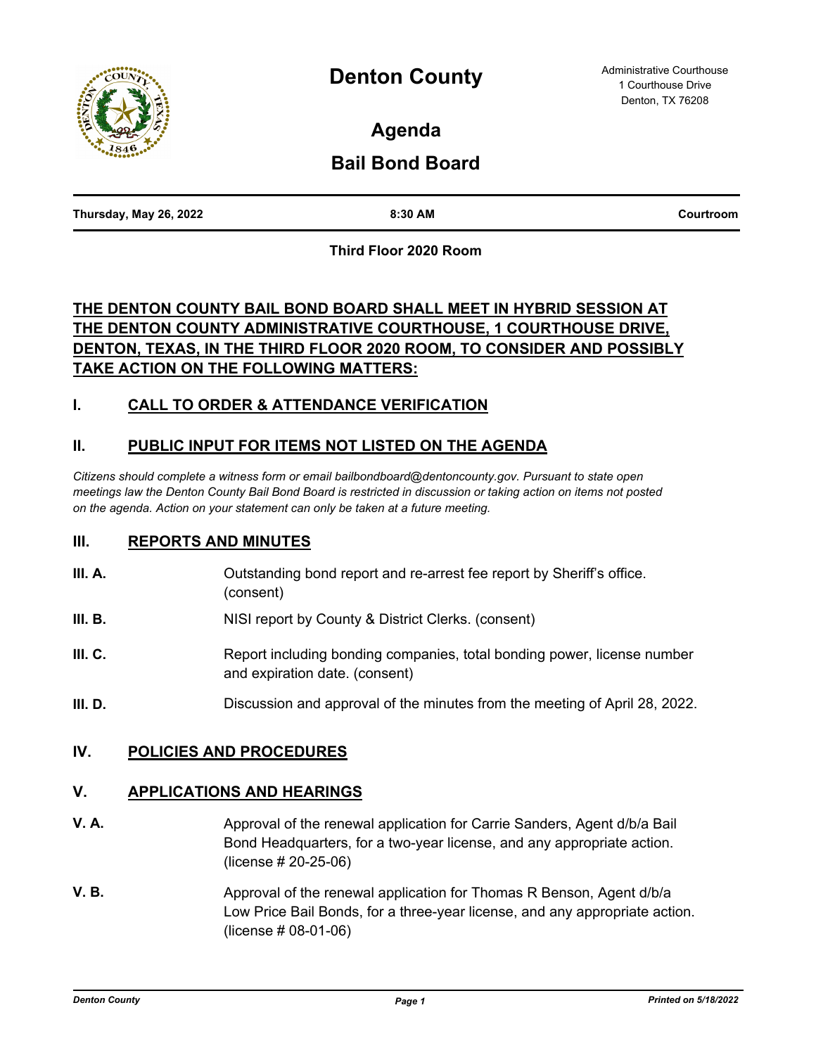# Denton County

Administrative Courthouse
1 Courthouse Drive
Denton, TX 76208

## Agenda

## Bail Bond Board

**Thursday, May 26, 2022** | **8:30 AM** | **Courtroom**

**Third Floor 2020 Room**

**THE DENTON COUNTY BAIL BOND BOARD SHALL MEET IN HYBRID SESSION AT THE DENTON COUNTY ADMINISTRATIVE COURTHOUSE, 1 COURTHOUSE DRIVE, DENTON, TEXAS, IN THE THIRD FLOOR 2020 ROOM, TO CONSIDER AND POSSIBLY TAKE ACTION ON THE FOLLOWING MATTERS:**

### I. CALL TO ORDER & ATTENDANCE VERIFICATION

### II. PUBLIC INPUT FOR ITEMS NOT LISTED ON THE AGENDA

*Citizens should complete a witness form or email bailbondboard@dentoncounty.gov. Pursuant to state open meetings law the Denton County Bail Bond Board is restricted in discussion or taking action on items not posted on the agenda. Action on your statement can only be taken at a future meeting.*

### III. REPORTS AND MINUTES

**III. A.** Outstanding bond report and re-arrest fee report by Sheriff's office. (consent)

**III. B.** NISI report by County & District Clerks. (consent)

**III. C.** Report including bonding companies, total bonding power, license number and expiration date. (consent)

**III. D.** Discussion and approval of the minutes from the meeting of April 28, 2022.

### IV. POLICIES AND PROCEDURES

### V. APPLICATIONS AND HEARINGS

**V. A.** Approval of the renewal application for Carrie Sanders, Agent d/b/a Bail Bond Headquarters, for a two-year license, and any appropriate action. (license # 20-25-06)

**V. B.** Approval of the renewal application for Thomas R Benson, Agent d/b/a Low Price Bail Bonds, for a three-year license, and any appropriate action. (license # 08-01-06)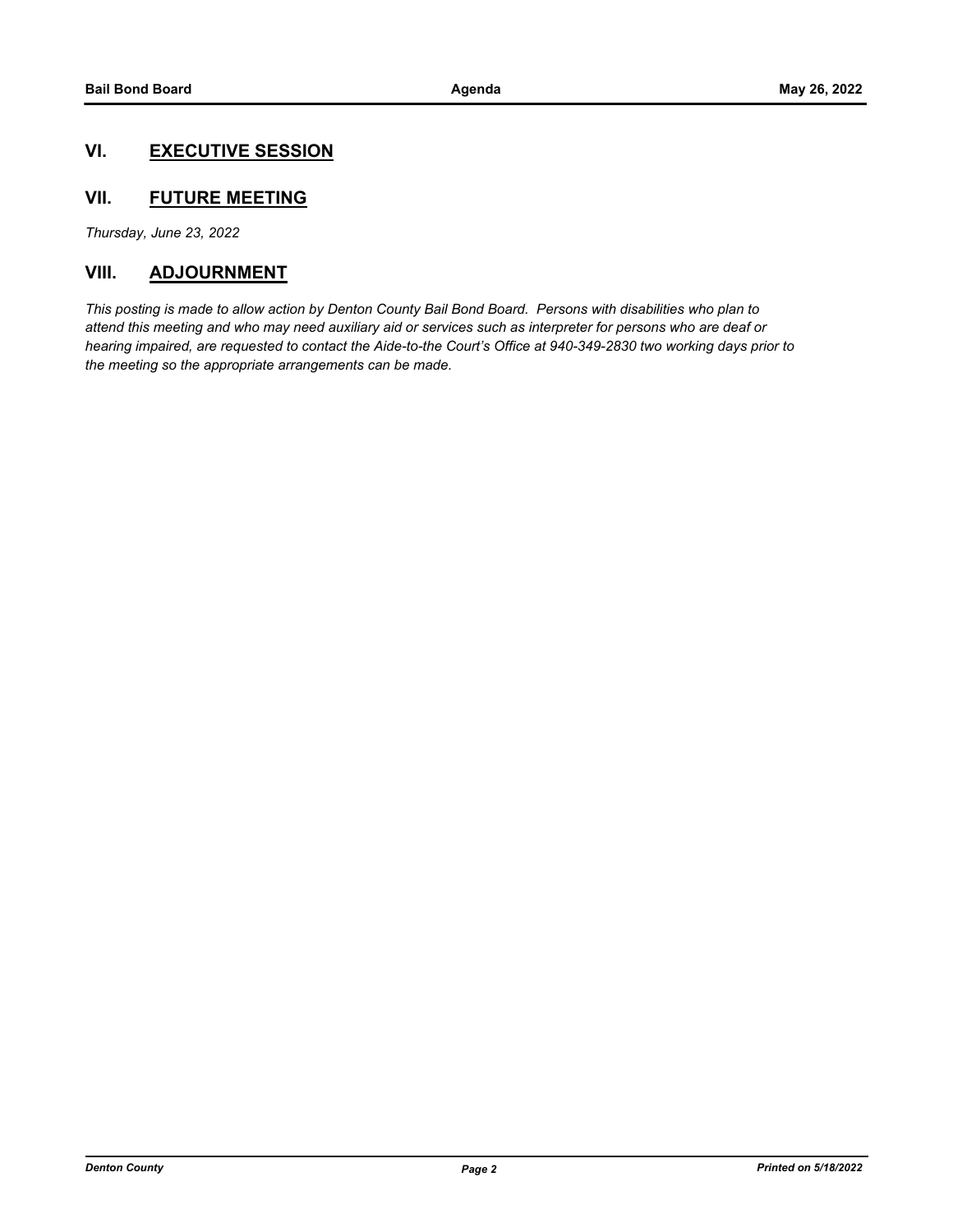## VI. EXECUTIVE SESSION

## VII. FUTURE MEETING

*Thursday, June 23, 2022*

## VIII. ADJOURNMENT

*This posting is made to allow action by Denton County Bail Bond Board. Persons with disabilities who plan to attend this meeting and who may need auxiliary aid or services such as interpreter for persons who are deaf or hearing impaired, are requested to contact the Aide-to-the Court's Office at 940-349-2830 two working days prior to the meeting so the appropriate arrangements can be made.*